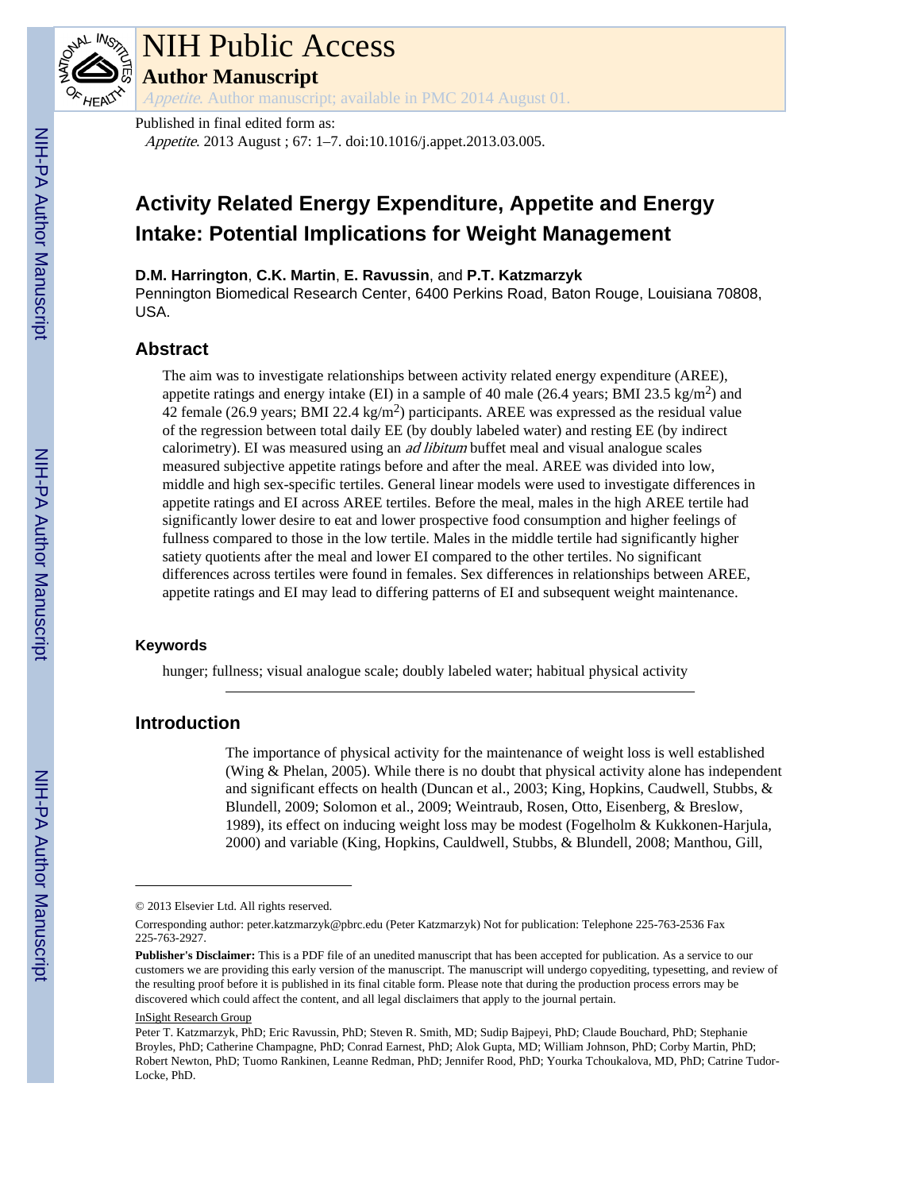# Activity Related Energy Expenditure, Appetite and Energy Intake: Potential Implications for Weight Management

**D.M. Harrington**, **C.K. Martin**, **E. Ravussin**, and **P.T. Katzmarzyk**

Pennington Biomedical Research Center, 6400 Perkins Road, Baton Rouge, Louisiana 70808, USA.

Published in final edited form as: *Appetite*. 2013 August ; 67: 1–7. doi:10.1016/j.appet.2013.03.005.

## Abstract

The aim was to investigate relationships between activity related energy expenditure (AREE), appetite ratings and energy intake (EI) in a sample of 40 male (26.4 years; BMI 23.5 kg/m$^2$) and 42 female (26.9 years; BMI 22.4 kg/m$^2$) participants. AREE was expressed as the residual value of the regression between total daily EE (by doubly labeled water) and resting EE (by indirect calorimetry). EI was measured using an *ad libitum* buffet meal and visual analogue scales measured subjective appetite ratings before and after the meal. AREE was divided into low, middle and high sex-specific tertiles. General linear models were used to investigate differences in appetite ratings and EI across AREE tertiles. Before the meal, males in the high AREE tertile had significantly lower desire to eat and lower prospective food consumption and higher feelings of fullness compared to those in the low tertile. Males in the middle tertile had significantly higher satiety quotients after the meal and lower EI compared to the other tertiles. No significant differences across tertiles were found in females. Sex differences in relationships between AREE, appetite ratings and EI may lead to differing patterns of EI and subsequent weight maintenance.

### Keywords

hunger; fullness; visual analogue scale; doubly labeled water; habitual physical activity

## Introduction

The importance of physical activity for the maintenance of weight loss is well established (Wing & Phelan, 2005). While there is no doubt that physical activity alone has independent and significant effects on health (Duncan et al., 2003; King, Hopkins, Caudwell, Stubbs, & Blundell, 2009; Solomon et al., 2009; Weintraub, Rosen, Otto, Eisenberg, & Breslow, 1989), its effect on inducing weight loss may be modest (Fogelholm & Kukkonen-Harjula, 2000) and variable (King, Hopkins, Cauldwell, Stubbs, & Blundell, 2008; Manthou, Gill,

---

© 2013 Elsevier Ltd. All rights reserved.

Corresponding author: peter.katzmarzyk@pbrc.edu (Peter Katzmarzyk) Not for publication: Telephone 225-763-2536 Fax 225-763-2927.

**Publisher's Disclaimer:** This is a PDF file of an unedited manuscript that has been accepted for publication. As a service to our customers we are providing this early version of the manuscript. The manuscript will undergo copyediting, typesetting, and review of the resulting proof before it is published in its final citable form. Please note that during the production process errors may be discovered which could affect the content, and all legal disclaimers that apply to the journal pertain.

InSight Research Group

Peter T. Katzmarzyk, PhD; Eric Ravussin, PhD; Steven R. Smith, MD; Sudip Bajpeyi, PhD; Claude Bouchard, PhD; Stephanie Broyles, PhD; Catherine Champagne, PhD; Conrad Earnest, PhD; Alok Gupta, MD; William Johnson, PhD; Corby Martin, PhD; Robert Newton, PhD; Tuomo Rankinen, Leanne Redman, PhD; Jennifer Rood, PhD; Yourka Tchoukalova, MD, PhD; Catrine Tudor-Locke, PhD.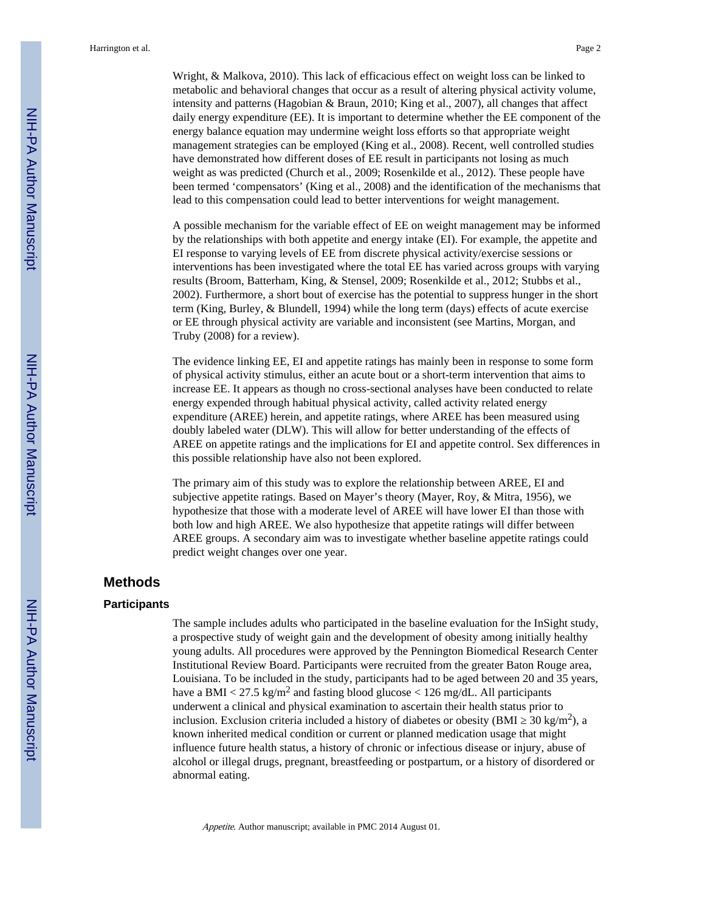Wright, & Malkova, 2010). This lack of efficacious effect on weight loss can be linked to metabolic and behavioral changes that occur as a result of altering physical activity volume, intensity and patterns (Hagobian & Braun, 2010; King et al., 2007), all changes that affect daily energy expenditure (EE). It is important to determine whether the EE component of the energy balance equation may undermine weight loss efforts so that appropriate weight management strategies can be employed (King et al., 2008). Recent, well controlled studies have demonstrated how different doses of EE result in participants not losing as much weight as was predicted (Church et al., 2009; Rosenkilde et al., 2012). These people have been termed 'compensators' (King et al., 2008) and the identification of the mechanisms that lead to this compensation could lead to better interventions for weight management.

A possible mechanism for the variable effect of EE on weight management may be informed by the relationships with both appetite and energy intake (EI). For example, the appetite and EI response to varying levels of EE from discrete physical activity/exercise sessions or interventions has been investigated where the total EE has varied across groups with varying results (Broom, Batterham, King, & Stensel, 2009; Rosenkilde et al., 2012; Stubbs et al., 2002). Furthermore, a short bout of exercise has the potential to suppress hunger in the short term (King, Burley, & Blundell, 1994) while the long term (days) effects of acute exercise or EE through physical activity are variable and inconsistent (see Martins, Morgan, and Truby (2008) for a review).

The evidence linking EE, EI and appetite ratings has mainly been in response to some form of physical activity stimulus, either an acute bout or a short-term intervention that aims to increase EE. It appears as though no cross-sectional analyses have been conducted to relate energy expended through habitual physical activity, called activity related energy expenditure (AREE) herein, and appetite ratings, where AREE has been measured using doubly labeled water (DLW). This will allow for better understanding of the effects of AREE on appetite ratings and the implications for EI and appetite control. Sex differences in this possible relationship have also not been explored.

The primary aim of this study was to explore the relationship between AREE, EI and subjective appetite ratings. Based on Mayer's theory (Mayer, Roy, & Mitra, 1956), we hypothesize that those with a moderate level of AREE will have lower EI than those with both low and high AREE. We also hypothesize that appetite ratings will differ between AREE groups. A secondary aim was to investigate whether baseline appetite ratings could predict weight changes over one year.

## Methods

### Participants

The sample includes adults who participated in the baseline evaluation for the InSight study, a prospective study of weight gain and the development of obesity among initially healthy young adults. All procedures were approved by the Pennington Biomedical Research Center Institutional Review Board. Participants were recruited from the greater Baton Rouge area, Louisiana. To be included in the study, participants had to be aged between 20 and 35 years, have a BMI < 27.5 kg/m$^2$ and fasting blood glucose < 126 mg/dL. All participants underwent a clinical and physical examination to ascertain their health status prior to inclusion. Exclusion criteria included a history of diabetes or obesity (BMI ≥ 30 kg/m$^2$), a known inherited medical condition or current or planned medication usage that might influence future health status, a history of chronic or infectious disease or injury, abuse of alcohol or illegal drugs, pregnant, breastfeeding or postpartum, or a history of disordered or abnormal eating.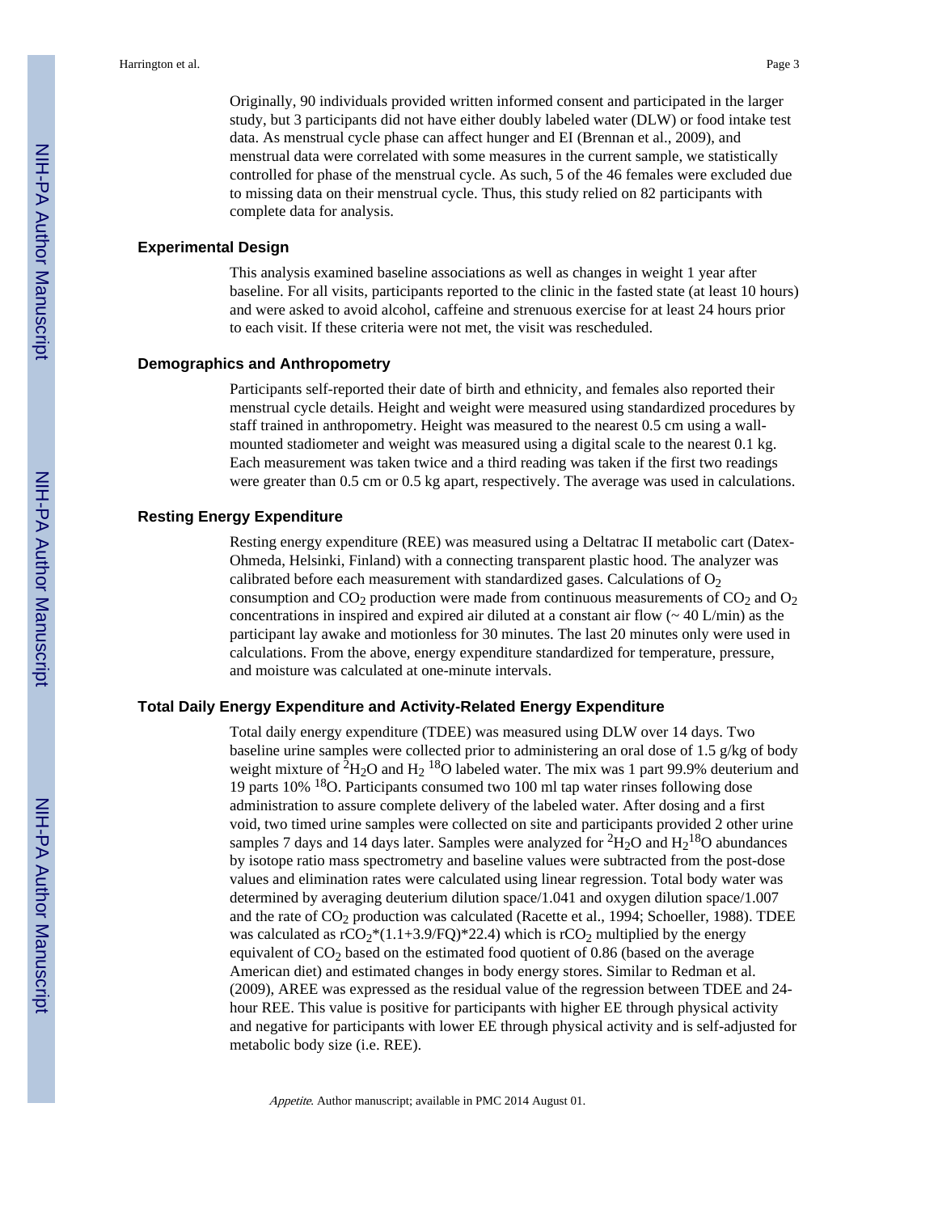Originally, 90 individuals provided written informed consent and participated in the larger study, but 3 participants did not have either doubly labeled water (DLW) or food intake test data. As menstrual cycle phase can affect hunger and EI (Brennan et al., 2009), and menstrual data were correlated with some measures in the current sample, we statistically controlled for phase of the menstrual cycle. As such, 5 of the 46 females were excluded due to missing data on their menstrual cycle. Thus, this study relied on 82 participants with complete data for analysis.

## Experimental Design

This analysis examined baseline associations as well as changes in weight 1 year after baseline. For all visits, participants reported to the clinic in the fasted state (at least 10 hours) and were asked to avoid alcohol, caffeine and strenuous exercise for at least 24 hours prior to each visit. If these criteria were not met, the visit was rescheduled.

## Demographics and Anthropometry

Participants self-reported their date of birth and ethnicity, and females also reported their menstrual cycle details. Height and weight were measured using standardized procedures by staff trained in anthropometry. Height was measured to the nearest 0.5 cm using a wall-mounted stadiometer and weight was measured using a digital scale to the nearest 0.1 kg. Each measurement was taken twice and a third reading was taken if the first two readings were greater than 0.5 cm or 0.5 kg apart, respectively. The average was used in calculations.

## Resting Energy Expenditure

Resting energy expenditure (REE) was measured using a Deltatrac II metabolic cart (Datex-Ohmeda, Helsinki, Finland) with a connecting transparent plastic hood. The analyzer was calibrated before each measurement with standardized gases. Calculations of $O_2$ consumption and $CO_2$ production were made from continuous measurements of $CO_2$ and $O_2$ concentrations in inspired and expired air diluted at a constant air flow (~ 40 L/min) as the participant lay awake and motionless for 30 minutes. The last 20 minutes only were used in calculations. From the above, energy expenditure standardized for temperature, pressure, and moisture was calculated at one-minute intervals.

## Total Daily Energy Expenditure and Activity-Related Energy Expenditure

Total daily energy expenditure (TDEE) was measured using DLW over 14 days. Two baseline urine samples were collected prior to administering an oral dose of 1.5 g/kg of body weight mixture of $^2H_2O$ and $H_2\,^{18}O$ labeled water. The mix was 1 part 99.9% deuterium and 19 parts 10% $^{18}O$. Participants consumed two 100 ml tap water rinses following dose administration to assure complete delivery of the labeled water. After dosing and a first void, two timed urine samples were collected on site and participants provided 2 other urine samples 7 days and 14 days later. Samples were analyzed for $^2H_2O$ and $H_2{}^{18}O$ abundances by isotope ratio mass spectrometry and baseline values were subtracted from the post-dose values and elimination rates were calculated using linear regression. Total body water was determined by averaging deuterium dilution space/1.041 and oxygen dilution space/1.007 and the rate of $CO_2$ production was calculated (Racette et al., 1994; Schoeller, 1988). TDEE was calculated as $rCO_2*(1.1+3.9/FQ)*22.4)$ which is $rCO_2$ multiplied by the energy equivalent of $CO_2$ based on the estimated food quotient of 0.86 (based on the average American diet) and estimated changes in body energy stores. Similar to Redman et al. (2009), AREE was expressed as the residual value of the regression between TDEE and 24-hour REE. This value is positive for participants with higher EE through physical activity and negative for participants with lower EE through physical activity and is self-adjusted for metabolic body size (i.e. REE).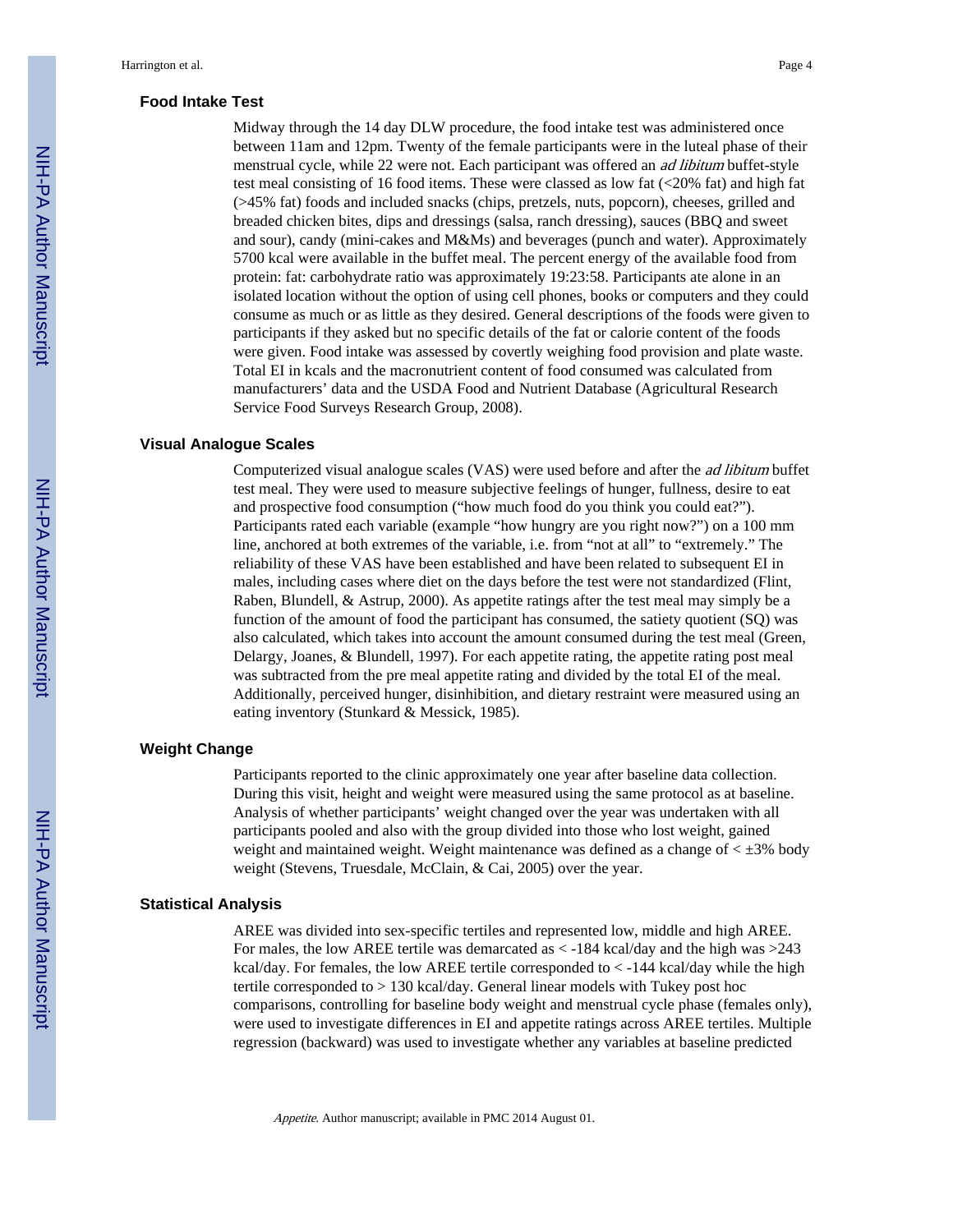## Food Intake Test

Midway through the 14 day DLW procedure, the food intake test was administered once between 11am and 12pm. Twenty of the female participants were in the luteal phase of their menstrual cycle, while 22 were not. Each participant was offered an *ad libitum* buffet-style test meal consisting of 16 food items. These were classed as low fat (<20% fat) and high fat (>45% fat) foods and included snacks (chips, pretzels, nuts, popcorn), cheeses, grilled and breaded chicken bites, dips and dressings (salsa, ranch dressing), sauces (BBQ and sweet and sour), candy (mini-cakes and M&Ms) and beverages (punch and water). Approximately 5700 kcal were available in the buffet meal. The percent energy of the available food from protein: fat: carbohydrate ratio was approximately 19:23:58. Participants ate alone in an isolated location without the option of using cell phones, books or computers and they could consume as much or as little as they desired. General descriptions of the foods were given to participants if they asked but no specific details of the fat or calorie content of the foods were given. Food intake was assessed by covertly weighing food provision and plate waste. Total EI in kcals and the macronutrient content of food consumed was calculated from manufacturers' data and the USDA Food and Nutrient Database (Agricultural Research Service Food Surveys Research Group, 2008).

## Visual Analogue Scales

Computerized visual analogue scales (VAS) were used before and after the *ad libitum* buffet test meal. They were used to measure subjective feelings of hunger, fullness, desire to eat and prospective food consumption ("how much food do you think you could eat?"). Participants rated each variable (example "how hungry are you right now?") on a 100 mm line, anchored at both extremes of the variable, i.e. from "not at all" to "extremely." The reliability of these VAS have been established and have been related to subsequent EI in males, including cases where diet on the days before the test were not standardized (Flint, Raben, Blundell, & Astrup, 2000). As appetite ratings after the test meal may simply be a function of the amount of food the participant has consumed, the satiety quotient (SQ) was also calculated, which takes into account the amount consumed during the test meal (Green, Delargy, Joanes, & Blundell, 1997). For each appetite rating, the appetite rating post meal was subtracted from the pre meal appetite rating and divided by the total EI of the meal. Additionally, perceived hunger, disinhibition, and dietary restraint were measured using an eating inventory (Stunkard & Messick, 1985).

## Weight Change

Participants reported to the clinic approximately one year after baseline data collection. During this visit, height and weight were measured using the same protocol as at baseline. Analysis of whether participants' weight changed over the year was undertaken with all participants pooled and also with the group divided into those who lost weight, gained weight and maintained weight. Weight maintenance was defined as a change of < ±3% body weight (Stevens, Truesdale, McClain, & Cai, 2005) over the year.

## Statistical Analysis

AREE was divided into sex-specific tertiles and represented low, middle and high AREE. For males, the low AREE tertile was demarcated as < -184 kcal/day and the high was >243 kcal/day. For females, the low AREE tertile corresponded to < -144 kcal/day while the high tertile corresponded to > 130 kcal/day. General linear models with Tukey post hoc comparisons, controlling for baseline body weight and menstrual cycle phase (females only), were used to investigate differences in EI and appetite ratings across AREE tertiles. Multiple regression (backward) was used to investigate whether any variables at baseline predicted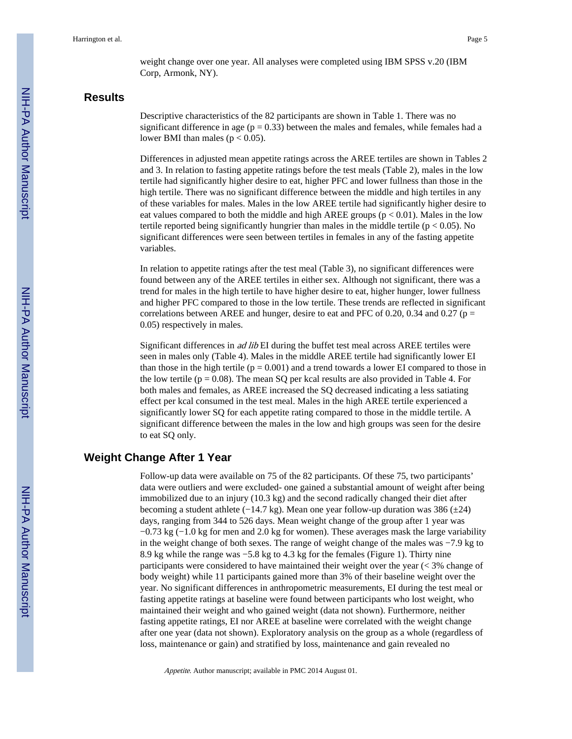weight change over one year. All analyses were completed using IBM SPSS v.20 (IBM Corp, Armonk, NY).

## Results

Descriptive characteristics of the 82 participants are shown in Table 1. There was no significant difference in age ($p = 0.33$) between the males and females, while females had a lower BMI than males ($p < 0.05$).

Differences in adjusted mean appetite ratings across the AREE tertiles are shown in Tables 2 and 3. In relation to fasting appetite ratings before the test meals (Table 2), males in the low tertile had significantly higher desire to eat, higher PFC and lower fullness than those in the high tertile. There was no significant difference between the middle and high tertiles in any of these variables for males. Males in the low AREE tertile had significantly higher desire to eat values compared to both the middle and high AREE groups ($p < 0.01$). Males in the low tertile reported being significantly hungrier than males in the middle tertile ($p < 0.05$). No significant differences were seen between tertiles in females in any of the fasting appetite variables.

In relation to appetite ratings after the test meal (Table 3), no significant differences were found between any of the AREE tertiles in either sex. Although not significant, there was a trend for males in the high tertile to have higher desire to eat, higher hunger, lower fullness and higher PFC compared to those in the low tertile. These trends are reflected in significant correlations between AREE and hunger, desire to eat and PFC of 0.20, 0.34 and 0.27 ($p = 0.05$) respectively in males.

Significant differences in *ad lib* EI during the buffet test meal across AREE tertiles were seen in males only (Table 4). Males in the middle AREE tertile had significantly lower EI than those in the high tertile ($p = 0.001$) and a trend towards a lower EI compared to those in the low tertile ($p = 0.08$). The mean SQ per kcal results are also provided in Table 4. For both males and females, as AREE increased the SQ decreased indicating a less satiating effect per kcal consumed in the test meal. Males in the high AREE tertile experienced a significantly lower SQ for each appetite rating compared to those in the middle tertile. A significant difference between the males in the low and high groups was seen for the desire to eat SQ only.

## Weight Change After 1 Year

Follow-up data were available on 75 of the 82 participants. Of these 75, two participants' data were outliers and were excluded- one gained a substantial amount of weight after being immobilized due to an injury (10.3 kg) and the second radically changed their diet after becoming a student athlete (−14.7 kg). Mean one year follow-up duration was 386 (±24) days, ranging from 344 to 526 days. Mean weight change of the group after 1 year was −0.73 kg (−1.0 kg for men and 2.0 kg for women). These averages mask the large variability in the weight change of both sexes. The range of weight change of the males was −7.9 kg to 8.9 kg while the range was −5.8 kg to 4.3 kg for the females (Figure 1). Thirty nine participants were considered to have maintained their weight over the year (< 3% change of body weight) while 11 participants gained more than 3% of their baseline weight over the year. No significant differences in anthropometric measurements, EI during the test meal or fasting appetite ratings at baseline were found between participants who lost weight, who maintained their weight and who gained weight (data not shown). Furthermore, neither fasting appetite ratings, EI nor AREE at baseline were correlated with the weight change after one year (data not shown). Exploratory analysis on the group as a whole (regardless of loss, maintenance or gain) and stratified by loss, maintenance and gain revealed no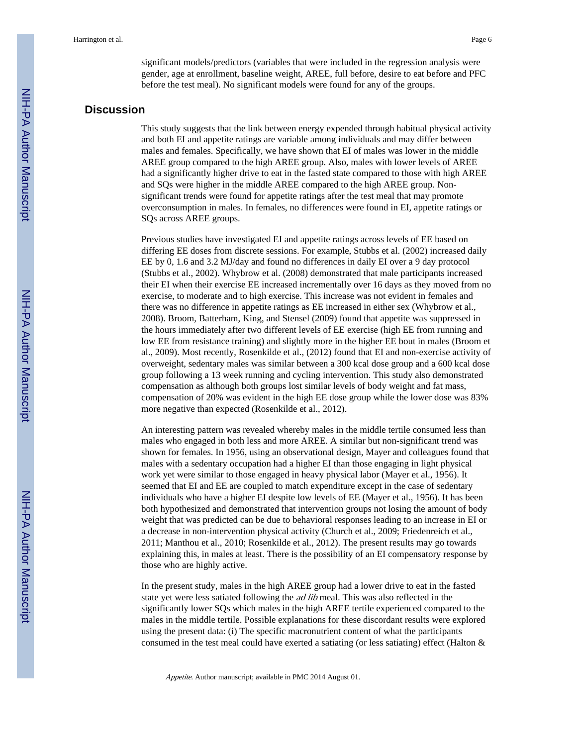significant models/predictors (variables that were included in the regression analysis were gender, age at enrollment, baseline weight, AREE, full before, desire to eat before and PFC before the test meal). No significant models were found for any of the groups.

## Discussion

This study suggests that the link between energy expended through habitual physical activity and both EI and appetite ratings are variable among individuals and may differ between males and females. Specifically, we have shown that EI of males was lower in the middle AREE group compared to the high AREE group. Also, males with lower levels of AREE had a significantly higher drive to eat in the fasted state compared to those with high AREE and SQs were higher in the middle AREE compared to the high AREE group. Non-significant trends were found for appetite ratings after the test meal that may promote overconsumption in males. In females, no differences were found in EI, appetite ratings or SQs across AREE groups.

Previous studies have investigated EI and appetite ratings across levels of EE based on differing EE doses from discrete sessions. For example, Stubbs et al. (2002) increased daily EE by 0, 1.6 and 3.2 MJ/day and found no differences in daily EI over a 9 day protocol (Stubbs et al., 2002). Whybrow et al. (2008) demonstrated that male participants increased their EI when their exercise EE increased incrementally over 16 days as they moved from no exercise, to moderate and to high exercise. This increase was not evident in females and there was no difference in appetite ratings as EE increased in either sex (Whybrow et al., 2008). Broom, Batterham, King, and Stensel (2009) found that appetite was suppressed in the hours immediately after two different levels of EE exercise (high EE from running and low EE from resistance training) and slightly more in the higher EE bout in males (Broom et al., 2009). Most recently, Rosenkilde et al., (2012) found that EI and non-exercise activity of overweight, sedentary males was similar between a 300 kcal dose group and a 600 kcal dose group following a 13 week running and cycling intervention. This study also demonstrated compensation as although both groups lost similar levels of body weight and fat mass, compensation of 20% was evident in the high EE dose group while the lower dose was 83% more negative than expected (Rosenkilde et al., 2012).

An interesting pattern was revealed whereby males in the middle tertile consumed less than males who engaged in both less and more AREE. A similar but non-significant trend was shown for females. In 1956, using an observational design, Mayer and colleagues found that males with a sedentary occupation had a higher EI than those engaging in light physical work yet were similar to those engaged in heavy physical labor (Mayer et al., 1956). It seemed that EI and EE are coupled to match expenditure except in the case of sedentary individuals who have a higher EI despite low levels of EE (Mayer et al., 1956). It has been both hypothesized and demonstrated that intervention groups not losing the amount of body weight that was predicted can be due to behavioral responses leading to an increase in EI or a decrease in non-intervention physical activity (Church et al., 2009; Friedenreich et al., 2011; Manthou et al., 2010; Rosenkilde et al., 2012). The present results may go towards explaining this, in males at least. There is the possibility of an EI compensatory response by those who are highly active.

In the present study, males in the high AREE group had a lower drive to eat in the fasted state yet were less satiated following the *ad lib* meal. This was also reflected in the significantly lower SQs which males in the high AREE tertile experienced compared to the males in the middle tertile. Possible explanations for these discordant results were explored using the present data: (i) The specific macronutrient content of what the participants consumed in the test meal could have exerted a satiating (or less satiating) effect (Halton &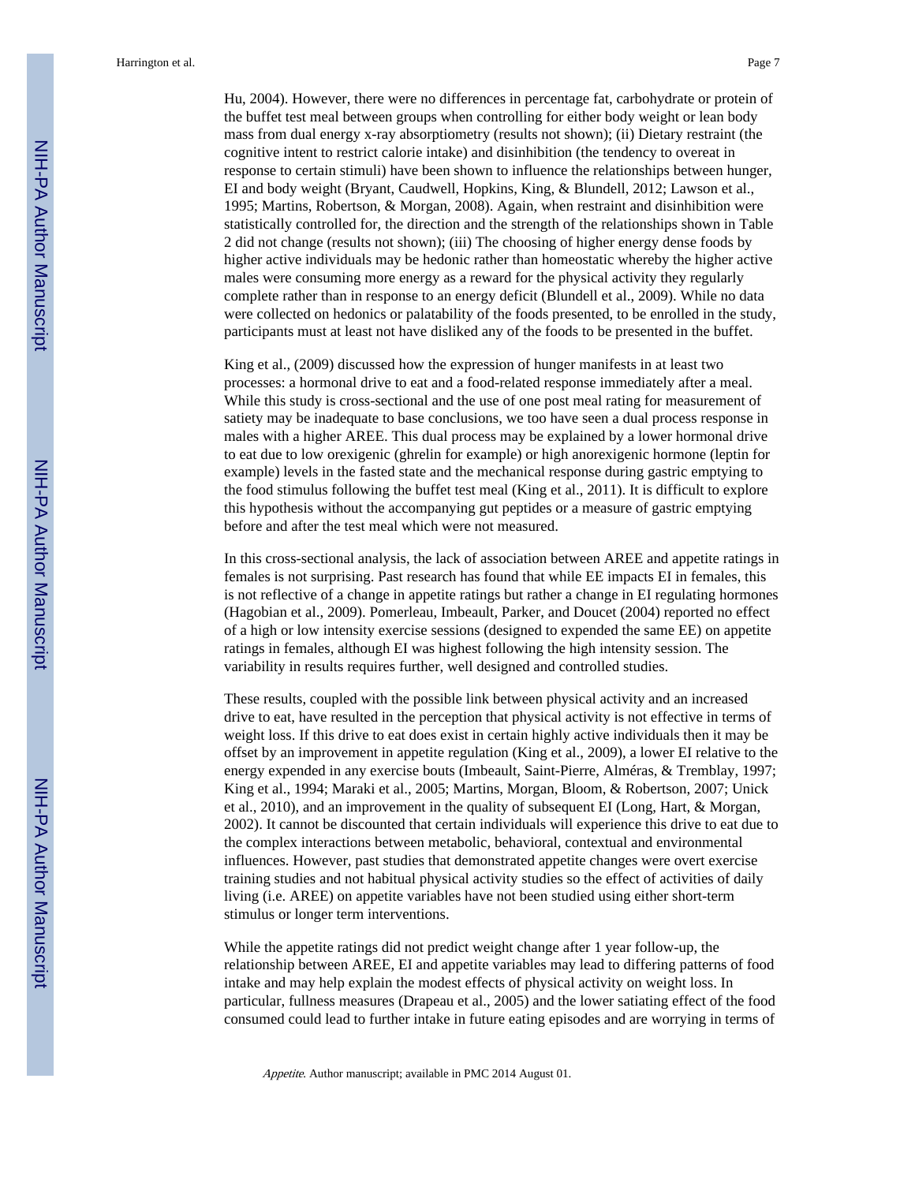Hu, 2004). However, there were no differences in percentage fat, carbohydrate or protein of the buffet test meal between groups when controlling for either body weight or lean body mass from dual energy x-ray absorptiometry (results not shown); (ii) Dietary restraint (the cognitive intent to restrict calorie intake) and disinhibition (the tendency to overeat in response to certain stimuli) have been shown to influence the relationships between hunger, EI and body weight (Bryant, Caudwell, Hopkins, King, & Blundell, 2012; Lawson et al., 1995; Martins, Robertson, & Morgan, 2008). Again, when restraint and disinhibition were statistically controlled for, the direction and the strength of the relationships shown in Table 2 did not change (results not shown); (iii) The choosing of higher energy dense foods by higher active individuals may be hedonic rather than homeostatic whereby the higher active males were consuming more energy as a reward for the physical activity they regularly complete rather than in response to an energy deficit (Blundell et al., 2009). While no data were collected on hedonics or palatability of the foods presented, to be enrolled in the study, participants must at least not have disliked any of the foods to be presented in the buffet.

King et al., (2009) discussed how the expression of hunger manifests in at least two processes: a hormonal drive to eat and a food-related response immediately after a meal. While this study is cross-sectional and the use of one post meal rating for measurement of satiety may be inadequate to base conclusions, we too have seen a dual process response in males with a higher AREE. This dual process may be explained by a lower hormonal drive to eat due to low orexigenic (ghrelin for example) or high anorexigenic hormone (leptin for example) levels in the fasted state and the mechanical response during gastric emptying to the food stimulus following the buffet test meal (King et al., 2011). It is difficult to explore this hypothesis without the accompanying gut peptides or a measure of gastric emptying before and after the test meal which were not measured.

In this cross-sectional analysis, the lack of association between AREE and appetite ratings in females is not surprising. Past research has found that while EE impacts EI in females, this is not reflective of a change in appetite ratings but rather a change in EI regulating hormones (Hagobian et al., 2009). Pomerleau, Imbeault, Parker, and Doucet (2004) reported no effect of a high or low intensity exercise sessions (designed to expended the same EE) on appetite ratings in females, although EI was highest following the high intensity session. The variability in results requires further, well designed and controlled studies.

These results, coupled with the possible link between physical activity and an increased drive to eat, have resulted in the perception that physical activity is not effective in terms of weight loss. If this drive to eat does exist in certain highly active individuals then it may be offset by an improvement in appetite regulation (King et al., 2009), a lower EI relative to the energy expended in any exercise bouts (Imbeault, Saint-Pierre, Alméras, & Tremblay, 1997; King et al., 1994; Maraki et al., 2005; Martins, Morgan, Bloom, & Robertson, 2007; Unick et al., 2010), and an improvement in the quality of subsequent EI (Long, Hart, & Morgan, 2002). It cannot be discounted that certain individuals will experience this drive to eat due to the complex interactions between metabolic, behavioral, contextual and environmental influences. However, past studies that demonstrated appetite changes were overt exercise training studies and not habitual physical activity studies so the effect of activities of daily living (i.e. AREE) on appetite variables have not been studied using either short-term stimulus or longer term interventions.

While the appetite ratings did not predict weight change after 1 year follow-up, the relationship between AREE, EI and appetite variables may lead to differing patterns of food intake and may help explain the modest effects of physical activity on weight loss. In particular, fullness measures (Drapeau et al., 2005) and the lower satiating effect of the food consumed could lead to further intake in future eating episodes and are worrying in terms of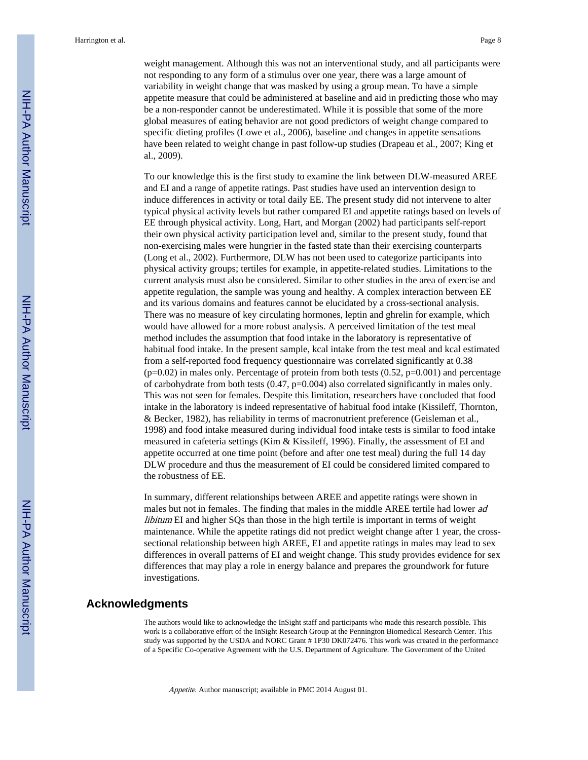weight management. Although this was not an interventional study, and all participants were not responding to any form of a stimulus over one year, there was a large amount of variability in weight change that was masked by using a group mean. To have a simple appetite measure that could be administered at baseline and aid in predicting those who may be a non-responder cannot be underestimated. While it is possible that some of the more global measures of eating behavior are not good predictors of weight change compared to specific dieting profiles (Lowe et al., 2006), baseline and changes in appetite sensations have been related to weight change in past follow-up studies (Drapeau et al., 2007; King et al., 2009).

To our knowledge this is the first study to examine the link between DLW-measured AREE and EI and a range of appetite ratings. Past studies have used an intervention design to induce differences in activity or total daily EE. The present study did not intervene to alter typical physical activity levels but rather compared EI and appetite ratings based on levels of EE through physical activity. Long, Hart, and Morgan (2002) had participants self-report their own physical activity participation level and, similar to the present study, found that non-exercising males were hungrier in the fasted state than their exercising counterparts (Long et al., 2002). Furthermore, DLW has not been used to categorize participants into physical activity groups; tertiles for example, in appetite-related studies. Limitations to the current analysis must also be considered. Similar to other studies in the area of exercise and appetite regulation, the sample was young and healthy. A complex interaction between EE and its various domains and features cannot be elucidated by a cross-sectional analysis. There was no measure of key circulating hormones, leptin and ghrelin for example, which would have allowed for a more robust analysis. A perceived limitation of the test meal method includes the assumption that food intake in the laboratory is representative of habitual food intake. In the present sample, kcal intake from the test meal and kcal estimated from a self-reported food frequency questionnaire was correlated significantly at 0.38 ($p=0.02$) in males only. Percentage of protein from both tests (0.52, $p=0.001$) and percentage of carbohydrate from both tests (0.47, $p=0.004$) also correlated significantly in males only. This was not seen for females. Despite this limitation, researchers have concluded that food intake in the laboratory is indeed representative of habitual food intake (Kissileff, Thornton, & Becker, 1982), has reliability in terms of macronutrient preference (Geisleman et al., 1998) and food intake measured during individual food intake tests is similar to food intake measured in cafeteria settings (Kim & Kissileff, 1996). Finally, the assessment of EI and appetite occurred at one time point (before and after one test meal) during the full 14 day DLW procedure and thus the measurement of EI could be considered limited compared to the robustness of EE.

In summary, different relationships between AREE and appetite ratings were shown in males but not in females. The finding that males in the middle AREE tertile had lower *ad libitum* EI and higher SQs than those in the high tertile is important in terms of weight maintenance. While the appetite ratings did not predict weight change after 1 year, the cross-sectional relationship between high AREE, EI and appetite ratings in males may lead to sex differences in overall patterns of EI and weight change. This study provides evidence for sex differences that may play a role in energy balance and prepares the groundwork for future investigations.

## Acknowledgments

The authors would like to acknowledge the InSight staff and participants who made this research possible. This work is a collaborative effort of the InSight Research Group at the Pennington Biomedical Research Center. This study was supported by the USDA and NORC Grant # 1P30 DK072476. This work was created in the performance of a Specific Co-operative Agreement with the U.S. Department of Agriculture. The Government of the United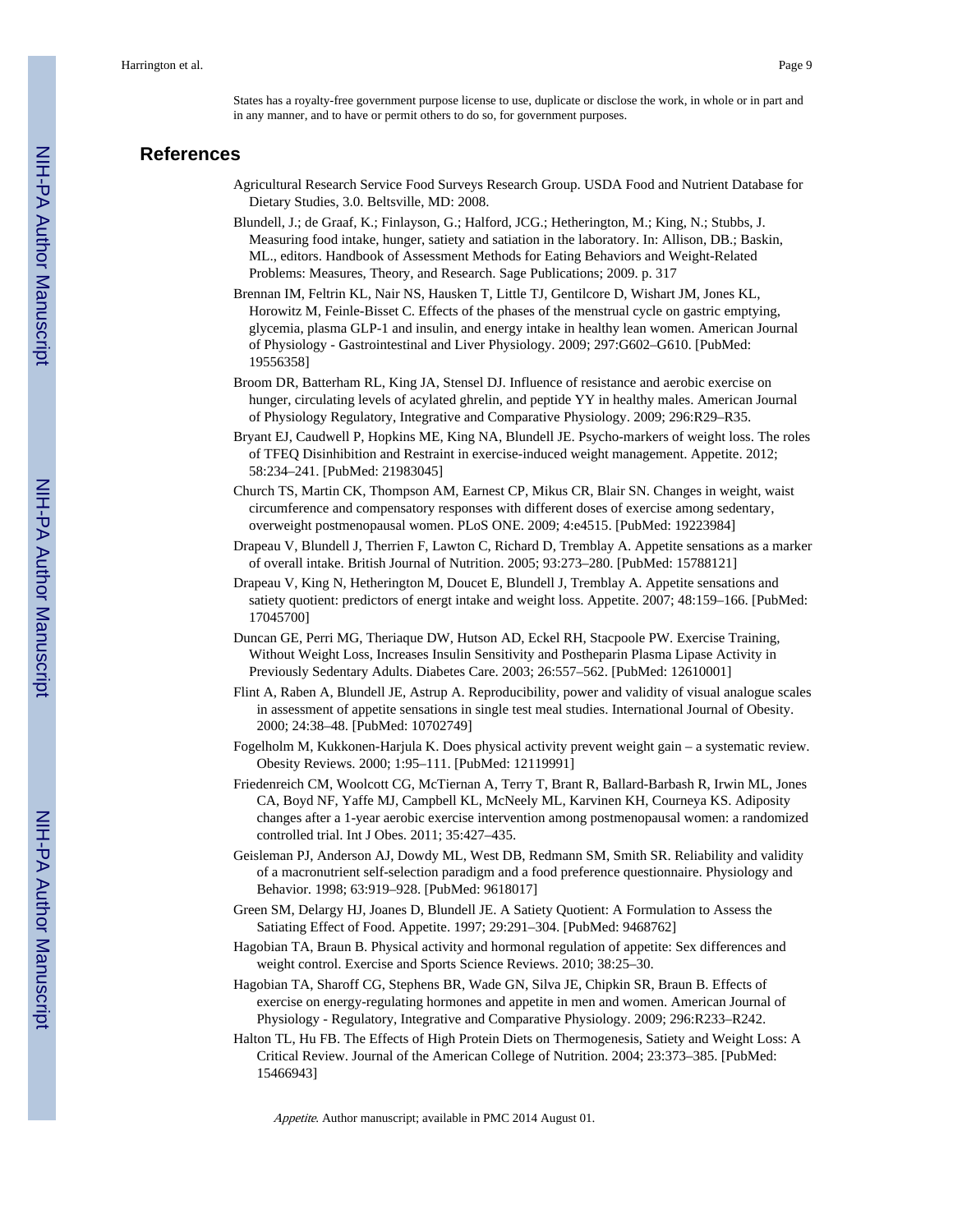States has a royalty-free government purpose license to use, duplicate or disclose the work, in whole or in part and in any manner, and to have or permit others to do so, for government purposes.

## References

Agricultural Research Service Food Surveys Research Group. USDA Food and Nutrient Database for Dietary Studies, 3.0. Beltsville, MD: 2008.

Blundell, J.; de Graaf, K.; Finlayson, G.; Halford, JCG.; Hetherington, M.; King, N.; Stubbs, J. Measuring food intake, hunger, satiety and satiation in the laboratory. In: Allison, DB.; Baskin, ML., editors. Handbook of Assessment Methods for Eating Behaviors and Weight-Related Problems: Measures, Theory, and Research. Sage Publications; 2009. p. 317

Brennan IM, Feltrin KL, Nair NS, Hausken T, Little TJ, Gentilcore D, Wishart JM, Jones KL, Horowitz M, Feinle-Bisset C. Effects of the phases of the menstrual cycle on gastric emptying, glycemia, plasma GLP-1 and insulin, and energy intake in healthy lean women. American Journal of Physiology - Gastrointestinal and Liver Physiology. 2009; 297:G602–G610. [PubMed: 19556358]

Broom DR, Batterham RL, King JA, Stensel DJ. Influence of resistance and aerobic exercise on hunger, circulating levels of acylated ghrelin, and peptide YY in healthy males. American Journal of Physiology Regulatory, Integrative and Comparative Physiology. 2009; 296:R29–R35.

Bryant EJ, Caudwell P, Hopkins ME, King NA, Blundell JE. Psycho-markers of weight loss. The roles of TFEQ Disinhibition and Restraint in exercise-induced weight management. Appetite. 2012; 58:234–241. [PubMed: 21983045]

Church TS, Martin CK, Thompson AM, Earnest CP, Mikus CR, Blair SN. Changes in weight, waist circumference and compensatory responses with different doses of exercise among sedentary, overweight postmenopausal women. PLoS ONE. 2009; 4:e4515. [PubMed: 19223984]

Drapeau V, Blundell J, Therrien F, Lawton C, Richard D, Tremblay A. Appetite sensations as a marker of overall intake. British Journal of Nutrition. 2005; 93:273–280. [PubMed: 15788121]

Drapeau V, King N, Hetherington M, Doucet E, Blundell J, Tremblay A. Appetite sensations and satiety quotient: predictors of energt intake and weight loss. Appetite. 2007; 48:159–166. [PubMed: 17045700]

Duncan GE, Perri MG, Theriaque DW, Hutson AD, Eckel RH, Stacpoole PW. Exercise Training, Without Weight Loss, Increases Insulin Sensitivity and Postheparin Plasma Lipase Activity in Previously Sedentary Adults. Diabetes Care. 2003; 26:557–562. [PubMed: 12610001]

Flint A, Raben A, Blundell JE, Astrup A. Reproducibility, power and validity of visual analogue scales in assessment of appetite sensations in single test meal studies. International Journal of Obesity. 2000; 24:38–48. [PubMed: 10702749]

Fogelholm M, Kukkonen-Harjula K. Does physical activity prevent weight gain – a systematic review. Obesity Reviews. 2000; 1:95–111. [PubMed: 12119991]

Friedenreich CM, Woolcott CG, McTiernan A, Terry T, Brant R, Ballard-Barbash R, Irwin ML, Jones CA, Boyd NF, Yaffe MJ, Campbell KL, McNeely ML, Karvinen KH, Courneya KS. Adiposity changes after a 1-year aerobic exercise intervention among postmenopausal women: a randomized controlled trial. Int J Obes. 2011; 35:427–435.

Geisleman PJ, Anderson AJ, Dowdy ML, West DB, Redmann SM, Smith SR. Reliability and validity of a macronutrient self-selection paradigm and a food preference questionnaire. Physiology and Behavior. 1998; 63:919–928. [PubMed: 9618017]

Green SM, Delargy HJ, Joanes D, Blundell JE. A Satiety Quotient: A Formulation to Assess the Satiating Effect of Food. Appetite. 1997; 29:291–304. [PubMed: 9468762]

Hagobian TA, Braun B. Physical activity and hormonal regulation of appetite: Sex differences and weight control. Exercise and Sports Science Reviews. 2010; 38:25–30.

Hagobian TA, Sharoff CG, Stephens BR, Wade GN, Silva JE, Chipkin SR, Braun B. Effects of exercise on energy-regulating hormones and appetite in men and women. American Journal of Physiology - Regulatory, Integrative and Comparative Physiology. 2009; 296:R233–R242.

Halton TL, Hu FB. The Effects of High Protein Diets on Thermogenesis, Satiety and Weight Loss: A Critical Review. Journal of the American College of Nutrition. 2004; 23:373–385. [PubMed: 15466943]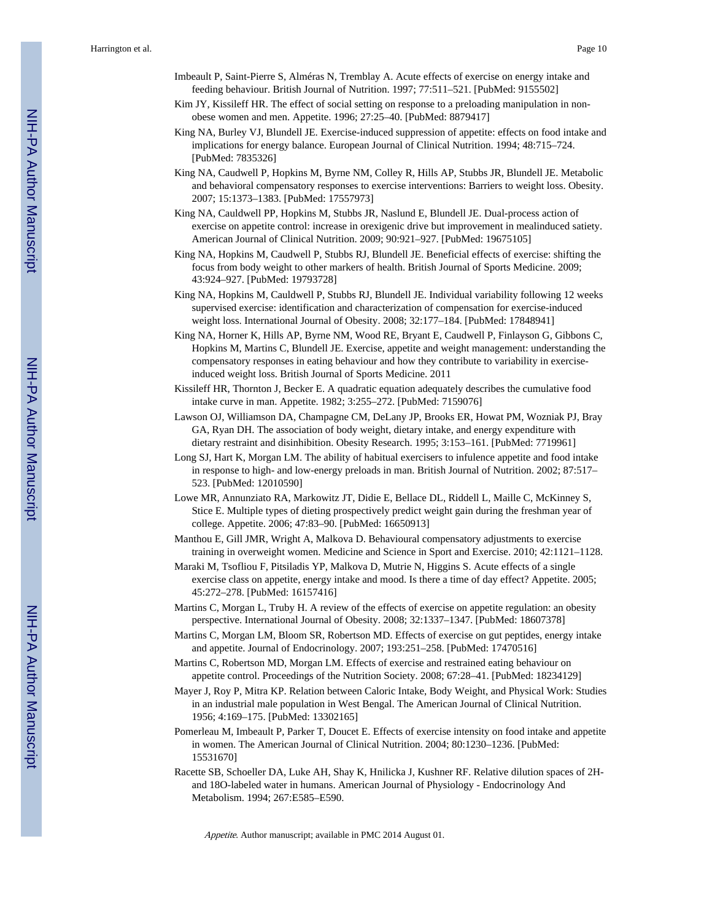Imbeault P, Saint-Pierre S, Alméras N, Tremblay A. Acute effects of exercise on energy intake and feeding behaviour. British Journal of Nutrition. 1997; 77:511–521. [PubMed: 9155502]

Kim JY, Kissileff HR. The effect of social setting on response to a preloading manipulation in non-obese women and men. Appetite. 1996; 27:25–40. [PubMed: 8879417]

King NA, Burley VJ, Blundell JE. Exercise-induced suppression of appetite: effects on food intake and implications for energy balance. European Journal of Clinical Nutrition. 1994; 48:715–724. [PubMed: 7835326]

King NA, Caudwell P, Hopkins M, Byrne NM, Colley R, Hills AP, Stubbs JR, Blundell JE. Metabolic and behavioral compensatory responses to exercise interventions: Barriers to weight loss. Obesity. 2007; 15:1373–1383. [PubMed: 17557973]

King NA, Cauldwell PP, Hopkins M, Stubbs JR, Naslund E, Blundell JE. Dual-process action of exercise on appetite control: increase in orexigenic drive but improvement in mealinduced satiety. American Journal of Clinical Nutrition. 2009; 90:921–927. [PubMed: 19675105]

King NA, Hopkins M, Caudwell P, Stubbs RJ, Blundell JE. Beneficial effects of exercise: shifting the focus from body weight to other markers of health. British Journal of Sports Medicine. 2009; 43:924–927. [PubMed: 19793728]

King NA, Hopkins M, Cauldwell P, Stubbs RJ, Blundell JE. Individual variability following 12 weeks supervised exercise: identification and characterization of compensation for exercise-induced weight loss. International Journal of Obesity. 2008; 32:177–184. [PubMed: 17848941]

King NA, Horner K, Hills AP, Byrne NM, Wood RE, Bryant E, Caudwell P, Finlayson G, Gibbons C, Hopkins M, Martins C, Blundell JE. Exercise, appetite and weight management: understanding the compensatory responses in eating behaviour and how they contribute to variability in exercise-induced weight loss. British Journal of Sports Medicine. 2011

Kissileff HR, Thornton J, Becker E. A quadratic equation adequately describes the cumulative food intake curve in man. Appetite. 1982; 3:255–272. [PubMed: 7159076]

Lawson OJ, Williamson DA, Champagne CM, DeLany JP, Brooks ER, Howat PM, Wozniak PJ, Bray GA, Ryan DH. The association of body weight, dietary intake, and energy expenditure with dietary restraint and disinhibition. Obesity Research. 1995; 3:153–161. [PubMed: 7719961]

Long SJ, Hart K, Morgan LM. The ability of habitual exercisers to infulence appetite and food intake in response to high- and low-energy preloads in man. British Journal of Nutrition. 2002; 87:517–523. [PubMed: 12010590]

Lowe MR, Annunziato RA, Markowitz JT, Didie E, Bellace DL, Riddell L, Maille C, McKinney S, Stice E. Multiple types of dieting prospectively predict weight gain during the freshman year of college. Appetite. 2006; 47:83–90. [PubMed: 16650913]

Manthou E, Gill JMR, Wright A, Malkova D. Behavioural compensatory adjustments to exercise training in overweight women. Medicine and Science in Sport and Exercise. 2010; 42:1121–1128.

Maraki M, Tsofliou F, Pitsiladis YP, Malkova D, Mutrie N, Higgins S. Acute effects of a single exercise class on appetite, energy intake and mood. Is there a time of day effect? Appetite. 2005; 45:272–278. [PubMed: 16157416]

Martins C, Morgan L, Truby H. A review of the effects of exercise on appetite regulation: an obesity perspective. International Journal of Obesity. 2008; 32:1337–1347. [PubMed: 18607378]

Martins C, Morgan LM, Bloom SR, Robertson MD. Effects of exercise on gut peptides, energy intake and appetite. Journal of Endocrinology. 2007; 193:251–258. [PubMed: 17470516]

Martins C, Robertson MD, Morgan LM. Effects of exercise and restrained eating behaviour on appetite control. Proceedings of the Nutrition Society. 2008; 67:28–41. [PubMed: 18234129]

Mayer J, Roy P, Mitra KP. Relation between Caloric Intake, Body Weight, and Physical Work: Studies in an industrial male population in West Bengal. The American Journal of Clinical Nutrition. 1956; 4:169–175. [PubMed: 13302165]

Pomerleau M, Imbeault P, Parker T, Doucet E. Effects of exercise intensity on food intake and appetite in women. The American Journal of Clinical Nutrition. 2004; 80:1230–1236. [PubMed: 15531670]

Racette SB, Schoeller DA, Luke AH, Shay K, Hnilicka J, Kushner RF. Relative dilution spaces of 2H- and 18O-labeled water in humans. American Journal of Physiology - Endocrinology And Metabolism. 1994; 267:E585–E590.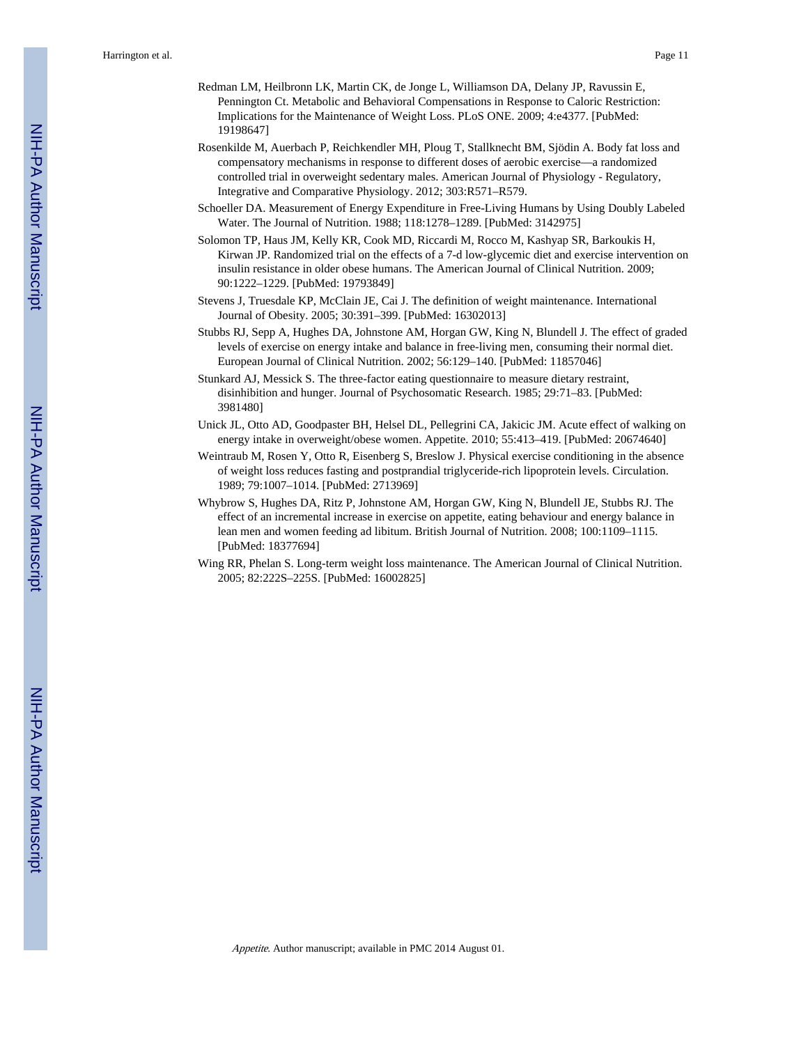Redman LM, Heilbronn LK, Martin CK, de Jonge L, Williamson DA, Delany JP, Ravussin E, Pennington Ct. Metabolic and Behavioral Compensations in Response to Caloric Restriction: Implications for the Maintenance of Weight Loss. PLoS ONE. 2009; 4:e4377. [PubMed: 19198647]

Rosenkilde M, Auerbach P, Reichkendler MH, Ploug T, Stallknecht BM, Sjödin A. Body fat loss and compensatory mechanisms in response to different doses of aerobic exercise—a randomized controlled trial in overweight sedentary males. American Journal of Physiology - Regulatory, Integrative and Comparative Physiology. 2012; 303:R571–R579.

Schoeller DA. Measurement of Energy Expenditure in Free-Living Humans by Using Doubly Labeled Water. The Journal of Nutrition. 1988; 118:1278–1289. [PubMed: 3142975]

Solomon TP, Haus JM, Kelly KR, Cook MD, Riccardi M, Rocco M, Kashyap SR, Barkoukis H, Kirwan JP. Randomized trial on the effects of a 7-d low-glycemic diet and exercise intervention on insulin resistance in older obese humans. The American Journal of Clinical Nutrition. 2009; 90:1222–1229. [PubMed: 19793849]

Stevens J, Truesdale KP, McClain JE, Cai J. The definition of weight maintenance. International Journal of Obesity. 2005; 30:391–399. [PubMed: 16302013]

Stubbs RJ, Sepp A, Hughes DA, Johnstone AM, Horgan GW, King N, Blundell J. The effect of graded levels of exercise on energy intake and balance in free-living men, consuming their normal diet. European Journal of Clinical Nutrition. 2002; 56:129–140. [PubMed: 11857046]

Stunkard AJ, Messick S. The three-factor eating questionnaire to measure dietary restraint, disinhibition and hunger. Journal of Psychosomatic Research. 1985; 29:71–83. [PubMed: 3981480]

Unick JL, Otto AD, Goodpaster BH, Helsel DL, Pellegrini CA, Jakicic JM. Acute effect of walking on energy intake in overweight/obese women. Appetite. 2010; 55:413–419. [PubMed: 20674640]

Weintraub M, Rosen Y, Otto R, Eisenberg S, Breslow J. Physical exercise conditioning in the absence of weight loss reduces fasting and postprandial triglyceride-rich lipoprotein levels. Circulation. 1989; 79:1007–1014. [PubMed: 2713969]

Whybrow S, Hughes DA, Ritz P, Johnstone AM, Horgan GW, King N, Blundell JE, Stubbs RJ. The effect of an incremental increase in exercise on appetite, eating behaviour and energy balance in lean men and women feeding ad libitum. British Journal of Nutrition. 2008; 100:1109–1115. [PubMed: 18377694]

Wing RR, Phelan S. Long-term weight loss maintenance. The American Journal of Clinical Nutrition. 2005; 82:222S–225S. [PubMed: 16002825]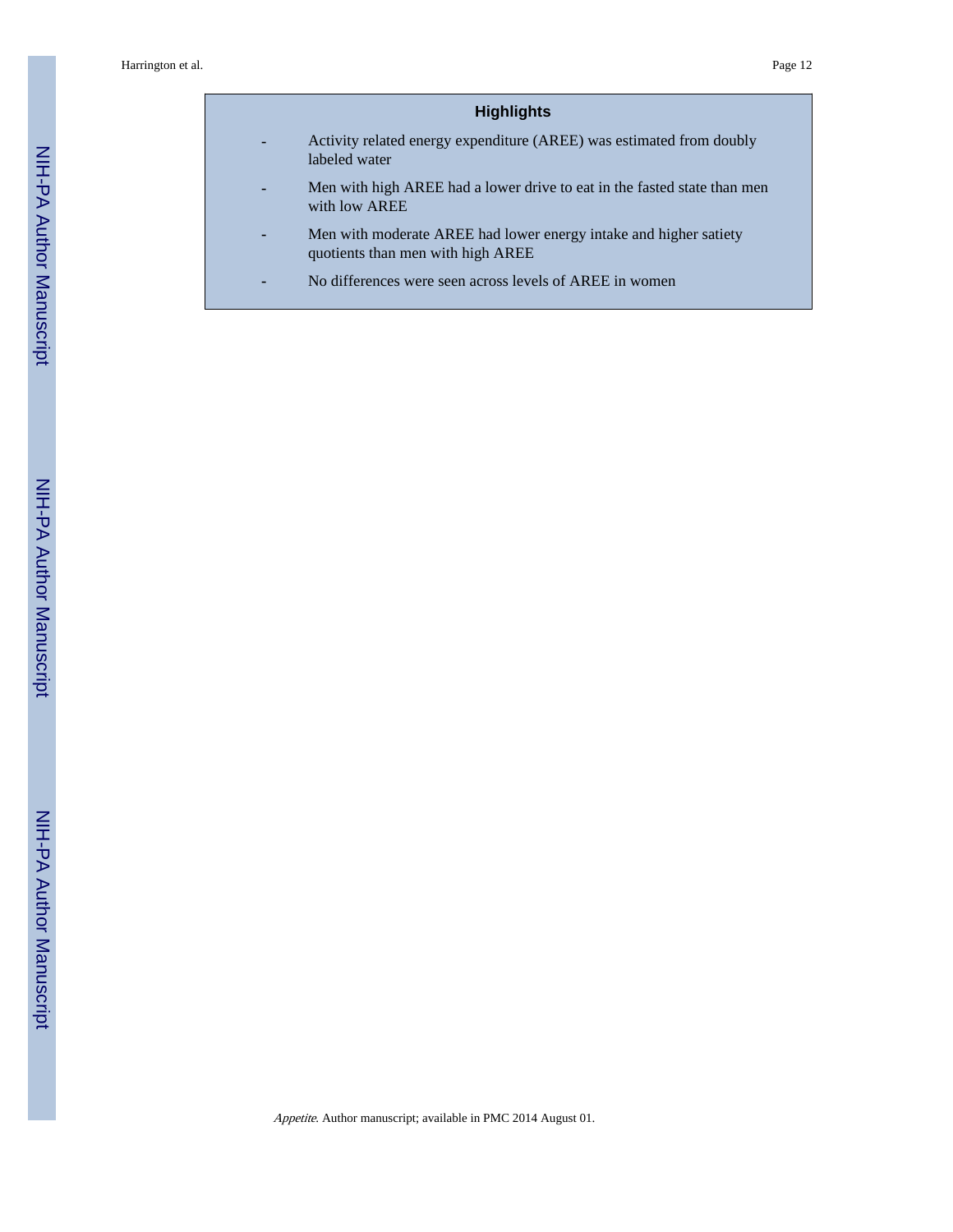## Highlights

- Activity related energy expenditure (AREE) was estimated from doubly labeled water
- Men with high AREE had a lower drive to eat in the fasted state than men with low AREE
- Men with moderate AREE had lower energy intake and higher satiety quotients than men with high AREE
- No differences were seen across levels of AREE in women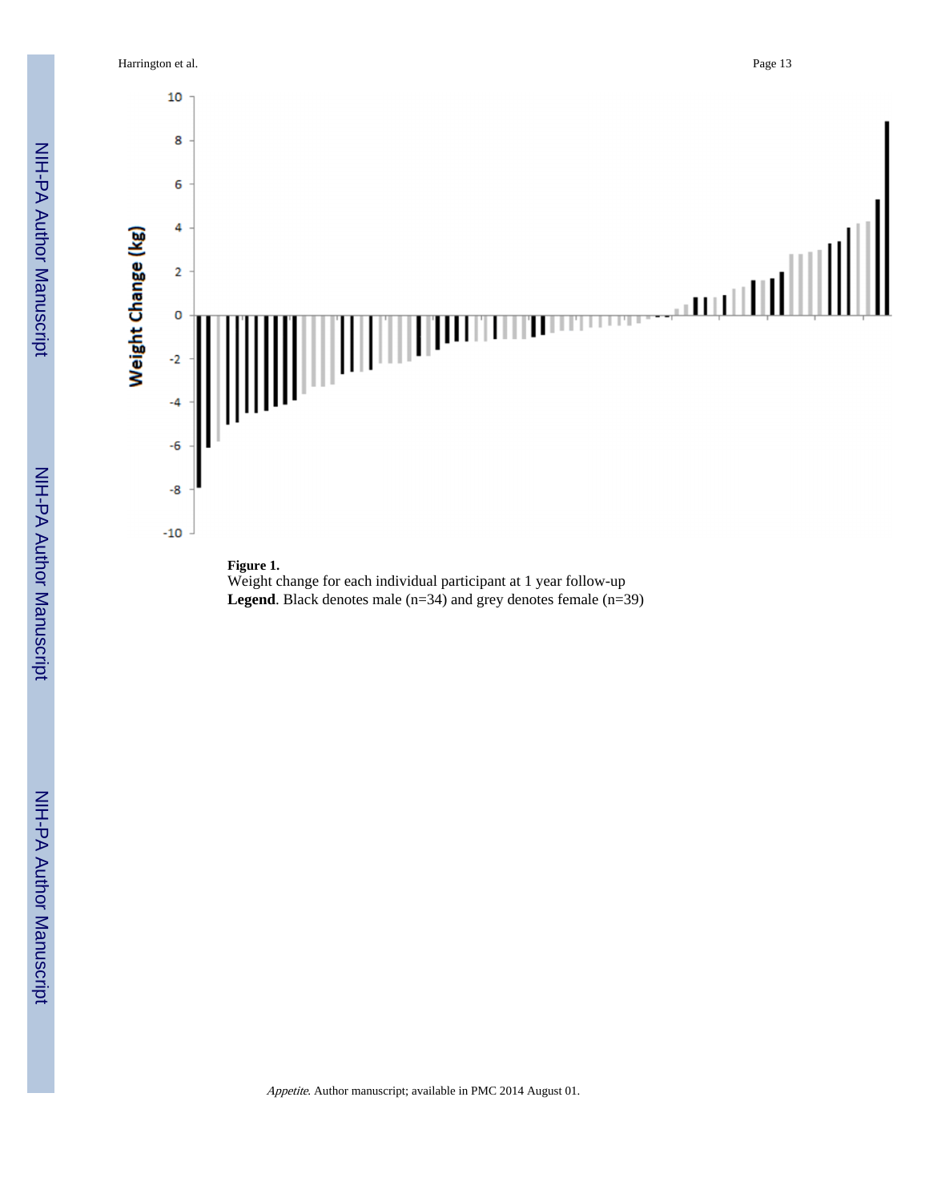**Figure 1.**

Weight change for each individual participant at 1 year follow-up

**Legend**. Black denotes male (n=34) and grey denotes female (n=39)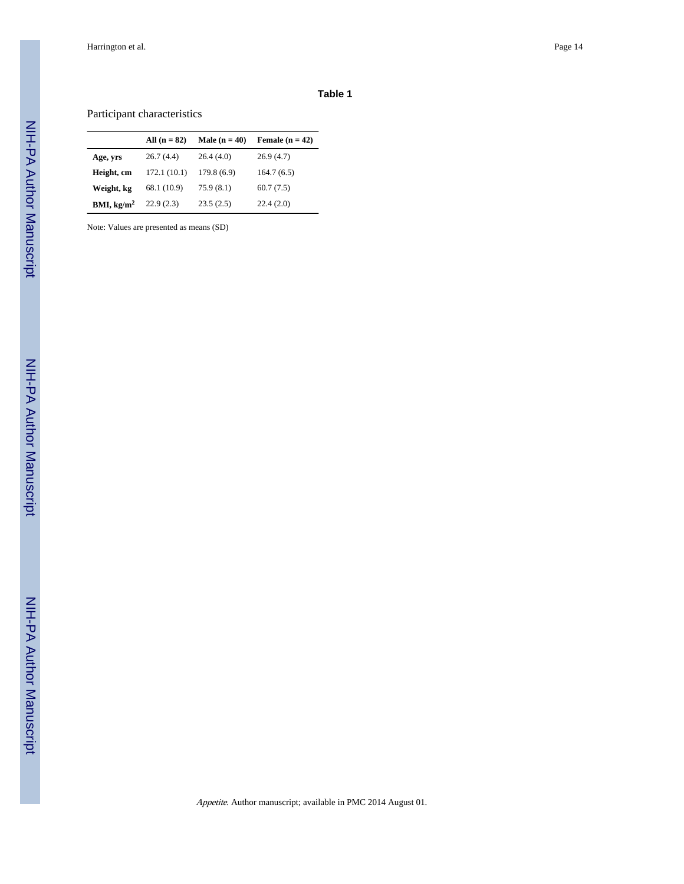**Table 1**

Participant characteristics

| | All (n = 82) | Male (n = 40) | Female (n = 42) |
|---|---|---|---|
| **Age, yrs** | 26.7 (4.4) | 26.4 (4.0) | 26.9 (4.7) |
| **Height, cm** | 172.1 (10.1) | 179.8 (6.9) | 164.7 (6.5) |
| **Weight, kg** | 68.1 (10.9) | 75.9 (8.1) | 60.7 (7.5) |
| **BMI, kg/m$^2$** | 22.9 (2.3) | 23.5 (2.5) | 22.4 (2.0) |

Note: Values are presented as means (SD)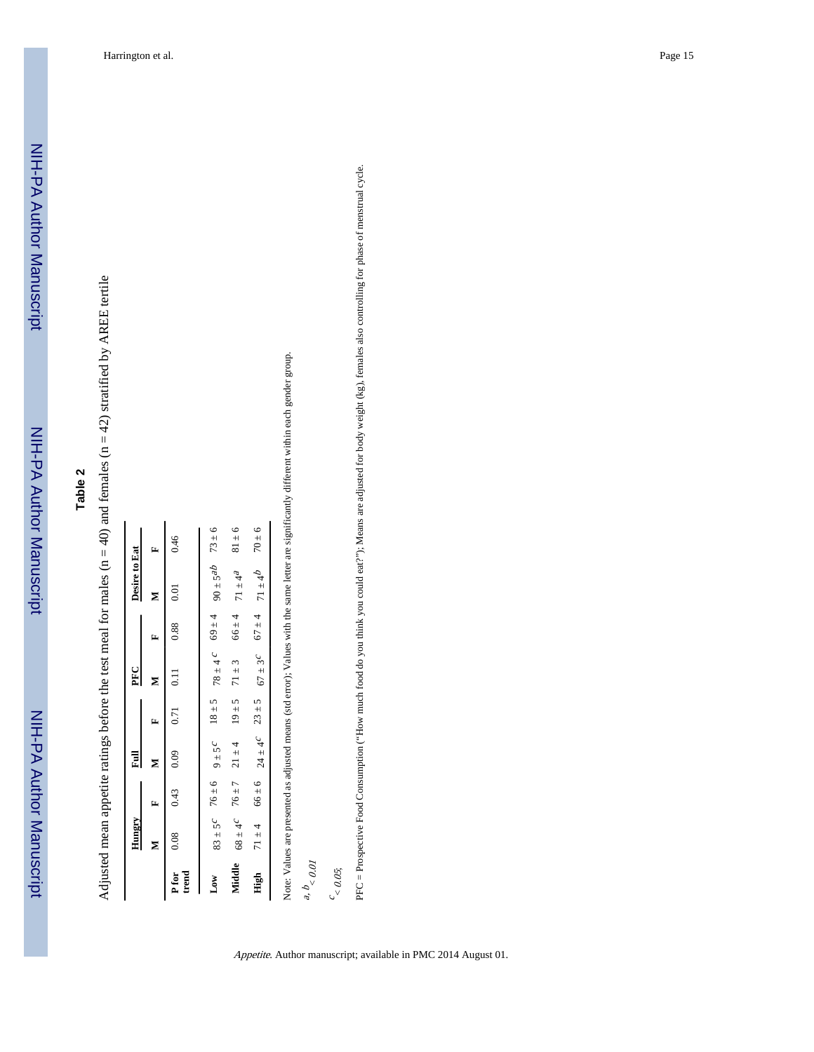## Table 2

Adjusted mean appetite ratings before the test meal for males (n = 40) and females (n = 42) stratified by AREE tertile

| | Hungry | | Full | | PFC | | Desire to Eat | |
|---|---|---|---|---|---|---|---|---|
| | M | F | M | F | M | F | M | F |
| P for trend | 0.08 | 0.43 | 0.09 | 0.71 | 0.11 | 0.88 | 0.01 | 0.46 |
| Low | 83 ± 5[c] | 76 ± 6 | 9 ± 5[c] | 18 ± 5 | 78 ± 4[c] | 69 ± 4 | 90 ± 5[ab] | 73 ± 6 |
| Middle | 68 ± 4[c] | 76 ± 7 | 21 ± 4 | 19 ± 5 | 71 ± 3 | 66 ± 4 | 71 ± 4[a] | 81 ± 6 |
| High | 71 ± 4 | 66 ± 6 | 24 ± 4[c] | 23 ± 5 | 67 ± 3[c] | 67 ± 4 | 71 ± 4[b] | 70 ± 6 |

Note: Values are presented as adjusted means (std error); Values with the same letter are significantly different within each gender group.

[a, b] < 0.01

[c] < 0.05;

PFC = Prospective Food Consumption ("How much food do you think you could eat?"); Means are adjusted for body weight (kg), females also controlling for phase of menstrual cycle.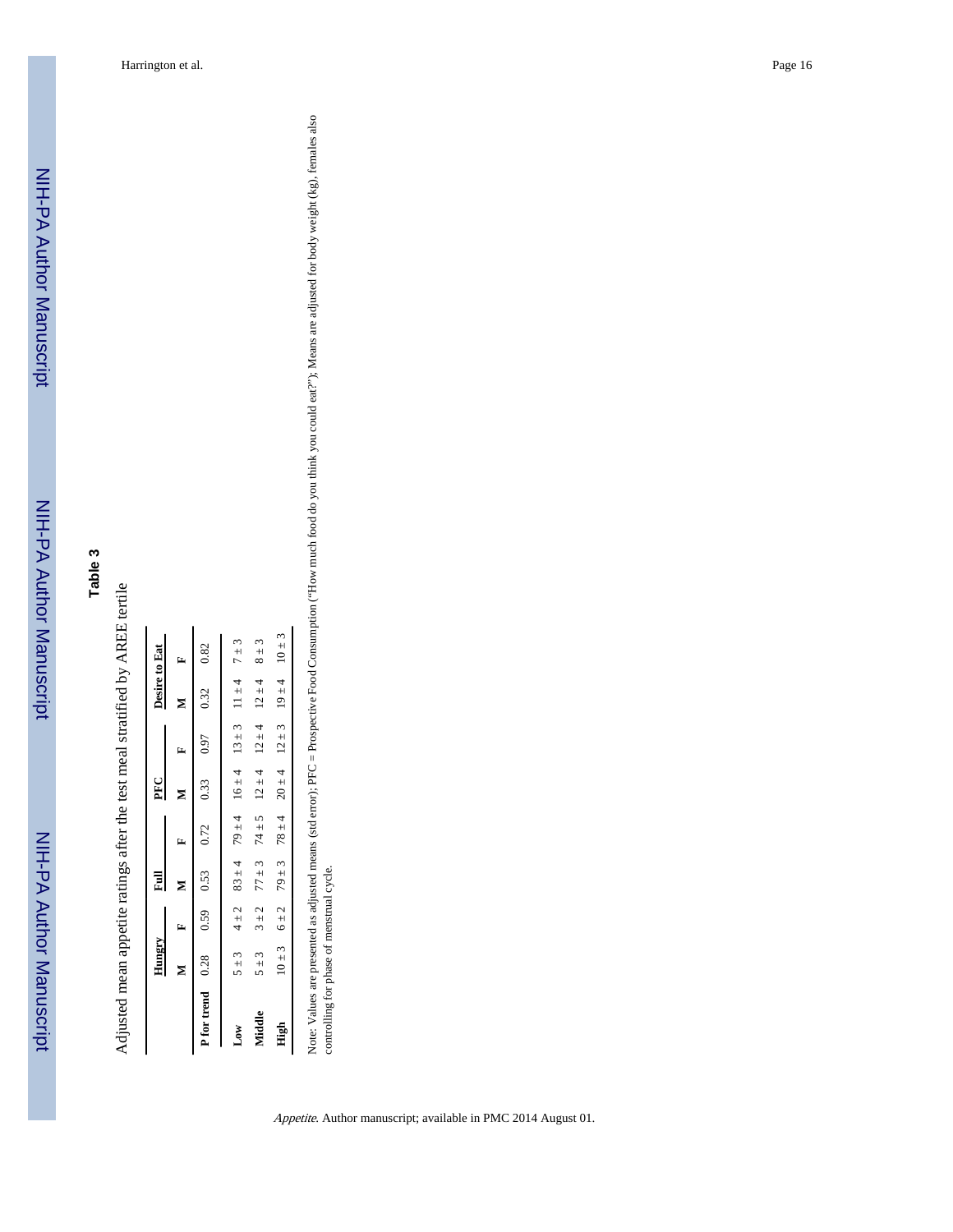**Table 3**

Adjusted mean appetite ratings after the test meal stratified by AREE tertile

| | Hungry | | Full | | PFC | | Desire to Eat | |
|---|---|---|---|---|---|---|---|---|
| | M | F | M | F | M | F | M | F |
| **P for trend** | 0.28 | 0.59 | 0.53 | 0.72 | 0.33 | 0.97 | 0.32 | 0.82 |
| **Low** | 5 ± 3 | 4 ± 2 | 83 ± 4 | 79 ± 4 | 16 ± 4 | 13 ± 3 | 11 ± 4 | 7 ± 3 |
| **Middle** | 5 ± 3 | 3 ± 2 | 77 ± 3 | 74 ± 5 | 12 ± 4 | 12 ± 4 | 12 ± 4 | 8 ± 3 |
| **High** | 10 ± 3 | 6 ± 2 | 79 ± 3 | 78 ± 4 | 20 ± 4 | 12 ± 3 | 19 ± 4 | 10 ± 3 |

Note: Values are presented as adjusted means (std error); PFC = Prospective Food Consumption ("How much food do you think you could eat?"); Means are adjusted for body weight (kg), females also controlling for phase of menstrual cycle.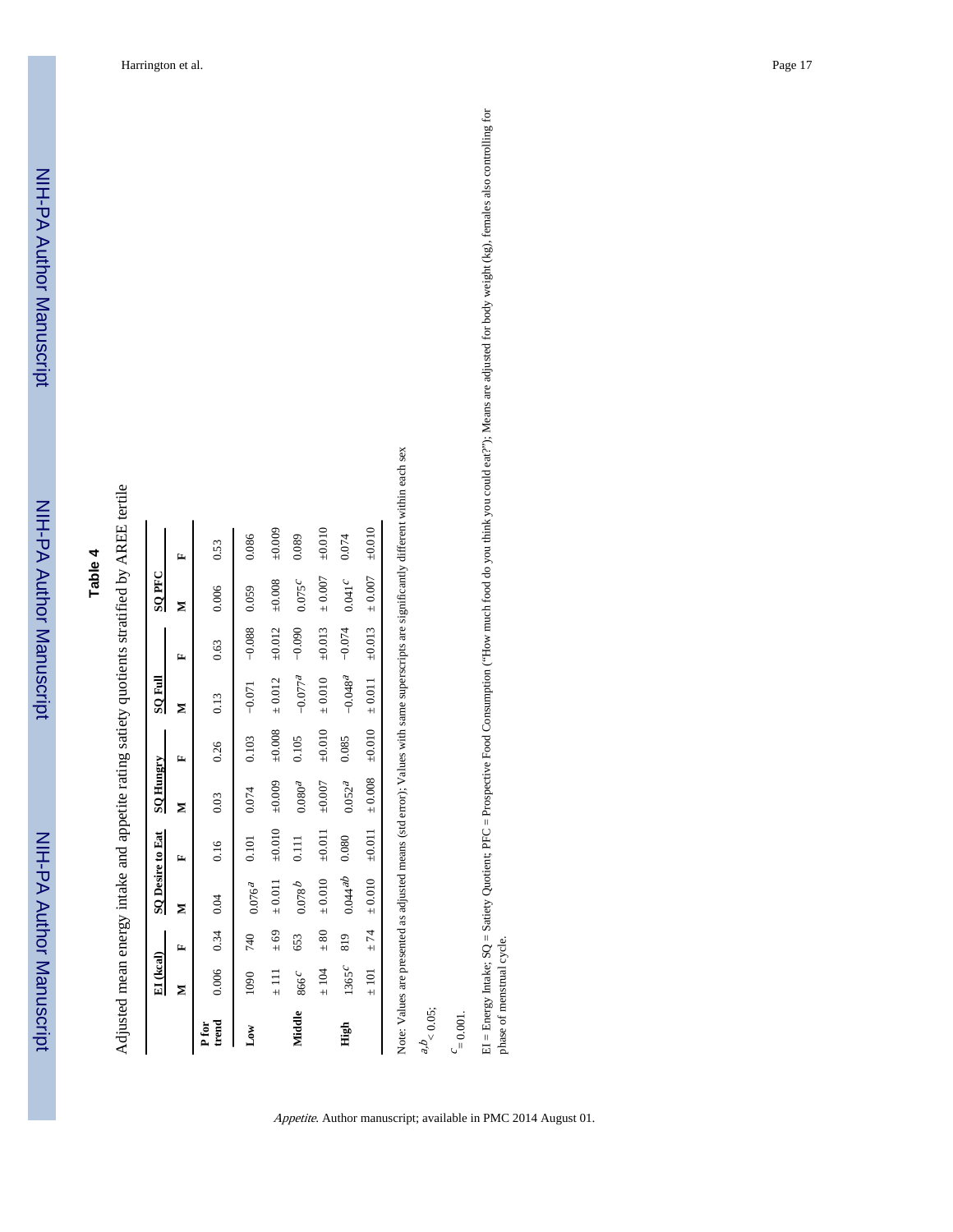**Table 4**

Adjusted mean energy intake and appetite rating satiety quotients stratified by AREE tertile

| | EI (kcal) | | SQ Desire to Eat | | SQ Hungry | | SQ Full | | SQ PFC | |
|---|---|---|---|---|---|---|---|---|---|---|
| | M | F | M | F | M | F | M | F | M | F |
| **P for trend** | 0.006 | 0.34 | 0.04 | 0.16 | 0.03 | 0.26 | 0.13 | 0.63 | 0.006 | 0.53 |
| **Low** | 1090 | 740 | $0.076^{a}$ | 0.101 | 0.074 | 0.103 | −0.071 | −0.088 | 0.059 | 0.086 |
| | ± 111 | ± 69 | ± 0.011 | ±0.010 | ±0.009 | ±0.008 | ± 0.012 | ±0.012 | ±0.008 | ±0.009 |
| **Middle** | $866^{c}$ | 653 | $0.078^{b}$ | 0.111 | $0.080^{a}$ | 0.105 | $-0.077^{a}$ | −0.090 | $0.075^{c}$ | 0.089 |
| | ± 104 | ± 80 | ± 0.010 | ±0.011 | ±0.007 | ±0.010 | ± 0.010 | ±0.013 | ± 0.007 | ±0.010 |
| **High** | $1365^{c}$ | 819 | $0.044^{ab}$ | 0.080 | $0.052^{a}$ | 0.085 | $-0.048^{a}$ | −0.074 | $0.041^{c}$ | 0.074 |
| | ± 101 | ± 74 | ± 0.010 | ±0.011 | ± 0.008 | ±0.010 | ± 0.011 | ±0.013 | ± 0.007 | ±0.010 |

Note: Values are presented as adjusted means (std error); Values with same superscripts are significantly different within each sex

$^{a,b}$ < 0.05;

$^{c}$ = 0.001.

EI = Energy Intake; SQ = Satiety Quotient; PFC = Prospective Food Consumption ("How much food do you think you could eat?"); Means are adjusted for body weight (kg), females also controlling for phase of menstrual cycle.